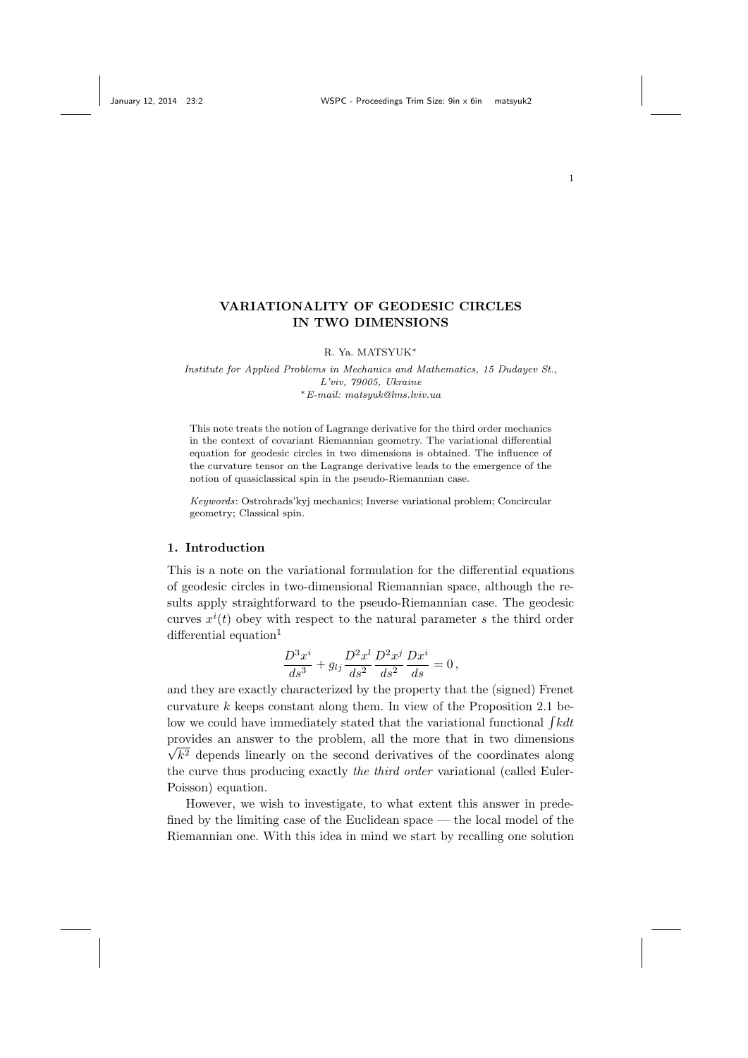# VARIATIONALITY OF GEODESIC CIRCLES IN TWO DIMENSIONS

R. Ya. MATSYUK*

*Institute for Applied Problems in Mechanics and Mathematics, 15 Dudayev St., L'viv, 79005, Ukraine*
*\*E-mail: matsyuk@lms.lviv.ua*

This note treats the notion of Lagrange derivative for the third order mechanics in the context of covariant Riemannian geometry. The variational differential equation for geodesic circles in two dimensions is obtained. The influence of the curvature tensor on the Lagrange derivative leads to the emergence of the notion of quasiclassical spin in the pseudo-Riemannian case.

*Keywords*: Ostrohrads'kyj mechanics; Inverse variational problem; Concircular geometry; Classical spin.

## 1. Introduction

This is a note on the variational formulation for the differential equations of geodesic circles in two-dimensional Riemannian space, although the results apply straightforward to the pseudo-Riemannian case. The geodesic curves $x^i(t)$ obey with respect to the natural parameter $s$ the third order differential equation[1]

$$\frac{D^3x^i}{ds^3} + g_{lj}\,\frac{D^2x^l}{ds^2}\,\frac{D^2x^j}{ds^2}\,\frac{Dx^i}{ds} = 0\,,$$

and they are exactly characterized by the property that the (signed) Frenet curvature $k$ keeps constant along them. In view of the Proposition 2.1 below we could have immediately stated that the variational functional $\int k dt$ provides an answer to the problem, all the more that in two dimensions $\sqrt{k^2}$ depends linearly on the second derivatives of the coordinates along the curve thus producing exactly *the third order* variational (called Euler-Poisson) equation.

However, we wish to investigate, to what extent this answer in predefined by the limiting case of the Euclidean space — the local model of the Riemannian one. With this idea in mind we start by recalling one solution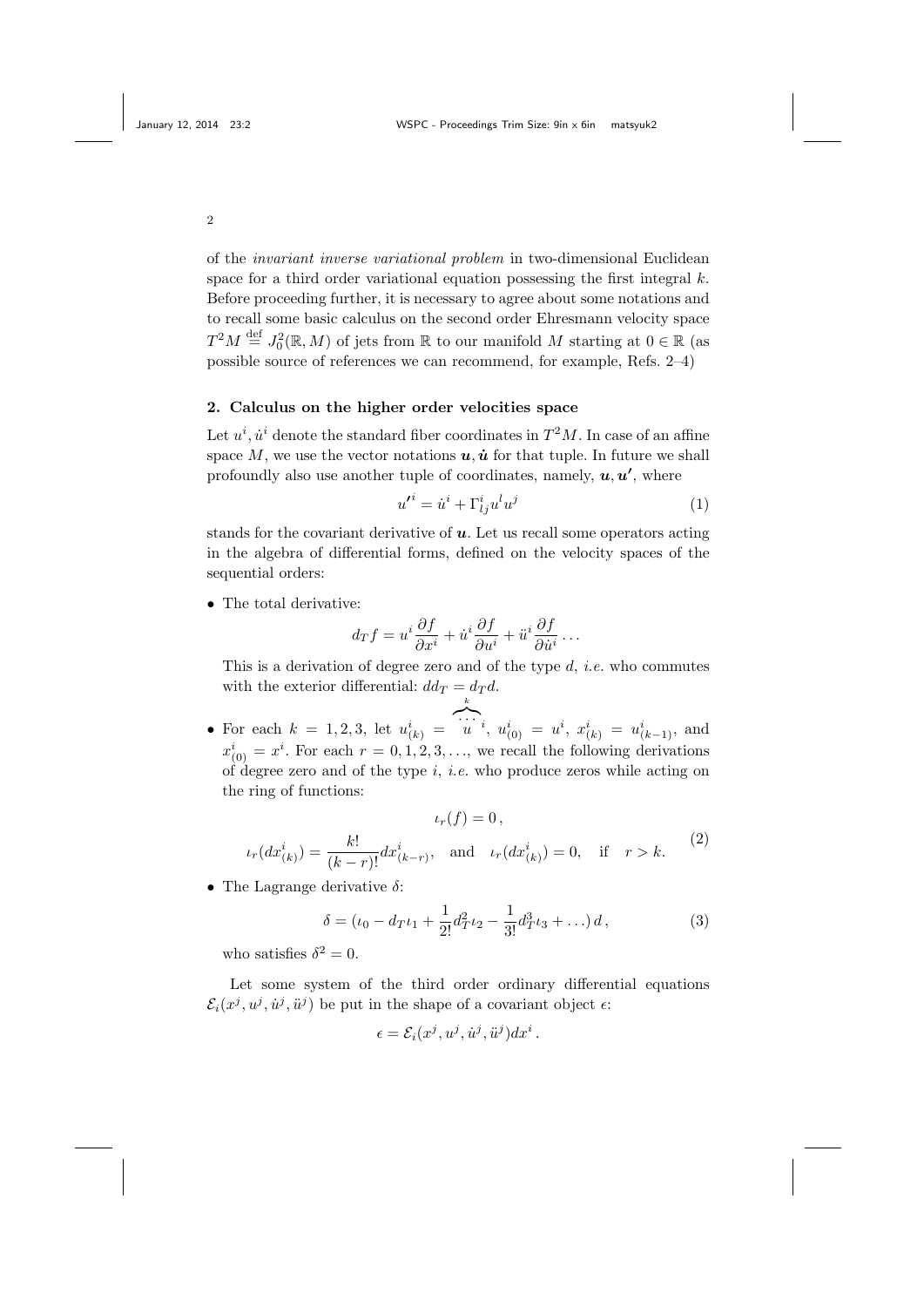of the *invariant inverse variational problem* in two-dimensional Euclidean space for a third order variational equation possessing the first integral $k$. Before proceeding further, it is necessary to agree about some notations and to recall some basic calculus on the second order Ehresmann velocity space $T^2M \overset{\text{def}}{=} J_0^2(\mathbb{R}, M)$ of jets from $\mathbb{R}$ to our manifold $M$ starting at $0 \in \mathbb{R}$ (as possible source of references we can recommend, for example, Refs. 2–4)

## 2. Calculus on the higher order velocities space

Let $u^i, \dot{u}^i$ denote the standard fiber coordinates in $T^2M$. In case of an affine space $M$, we use the vector notations $\boldsymbol{u}, \dot{\boldsymbol{u}}$ for that tuple. In future we shall profoundly also use another tuple of coordinates, namely, $\boldsymbol{u}, \boldsymbol{u'}$, where

$$
{u'}^i = \dot{u}^i + \Gamma^i_{lj} u^l u^j \tag{1}
$$

stands for the covariant derivative of $\boldsymbol{u}$. Let us recall some operators acting in the algebra of differential forms, defined on the velocity spaces of the sequential orders:

- The total derivative:
$$
d_T f = u^i \frac{\partial f}{\partial x^i} + \dot{u}^i \frac{\partial f}{\partial u^i} + \ddot{u}^i \frac{\partial f}{\partial \dot{u}^i} \ldots
$$
This is a derivation of degree zero and of the type $d$, *i.e.* who commutes with the exterior differential: $dd_T = d_T d$.

- For each $k = 1, 2, 3$, let $u^i_{(k)} = \overset{\overbrace{\cdots}^{k}}{u}{}^i$, $u^i_{(0)} = u^i$, $x^i_{(k)} = u^i_{(k-1)}$, and $x^i_{(0)} = x^i$. For each $r = 0, 1, 2, 3, \ldots$, we recall the following derivations of degree zero and of the type $i$, *i.e.* who produce zeros while acting on the ring of functions:
$$
\begin{gathered}
\iota_r(f) = 0\,, \\
\iota_r(dx^i_{(k)}) = \frac{k!}{(k-r)!} dx^i_{(k-r)}, \quad \text{and} \quad \iota_r(dx^i_{(k)}) = 0, \quad \text{if} \quad r > k.
\end{gathered} \tag{2}
$$

- The Lagrange derivative $\delta$:
$$
\delta = (\iota_0 - d_T \iota_1 + \frac{1}{2!} d_T^2 \iota_2 - \frac{1}{3!} d_T^3 \iota_3 + \ldots)\, d\,, \tag{3}
$$
who satisfies $\delta^2 = 0$.

Let some system of the third order ordinary differential equations $\mathcal{E}_i(x^j, u^j, \dot{u}^j, \ddot{u}^j)$ be put in the shape of a covariant object $\epsilon$:

$$
\epsilon = \mathcal{E}_i(x^j, u^j, \dot{u}^j, \ddot{u}^j) dx^i\,.
$$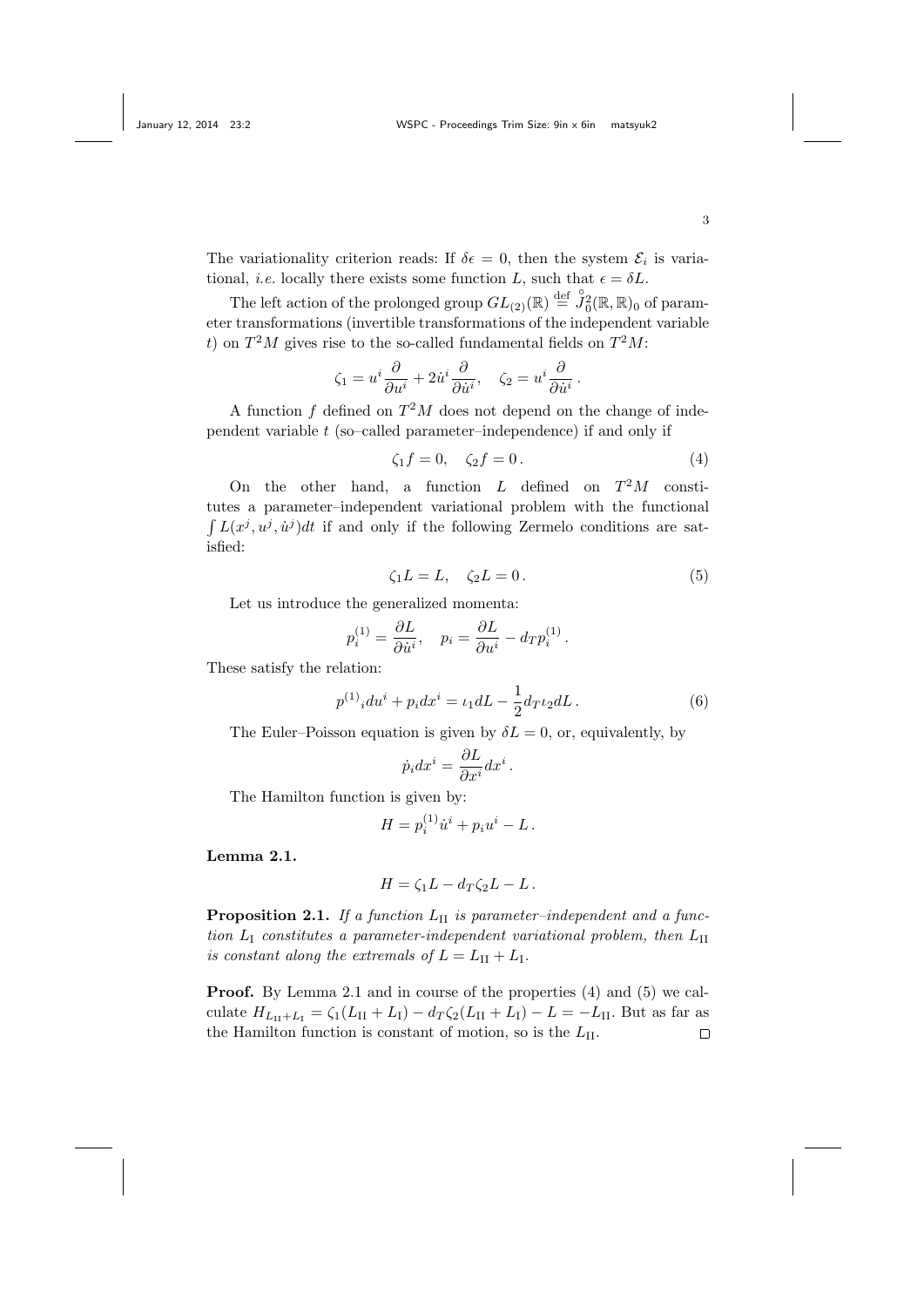The variationality criterion reads: If $\delta\epsilon = 0$, then the system $\mathcal{E}_i$ is variational, *i.e.* locally there exists some function $L$, such that $\epsilon = \delta L$.

The left action of the prolonged group $GL_{(2)}(\mathbb{R}) \overset{\text{def}}{=} \overset{\circ}{J}{}^2_0(\mathbb{R}, \mathbb{R})_0$ of parameter transformations (invertible transformations of the independent variable $t$) on $T^2M$ gives rise to the so-called fundamental fields on $T^2M$:

$$\zeta_1 = u^i \frac{\partial}{\partial u^i} + 2\dot{u}^i \frac{\partial}{\partial \dot{u}^i}, \quad \zeta_2 = u^i \frac{\partial}{\partial \dot{u}^i}\,.$$

A function $f$ defined on $T^2M$ does not depend on the change of independent variable $t$ (so–called parameter–independence) if and only if

$$\zeta_1 f = 0, \quad \zeta_2 f = 0\,. \tag{4}$$

On the other hand, a function $L$ defined on $T^2M$ constitutes a parameter–independent variational problem with the functional $\int L(x^j, u^j, \dot{u}^j)dt$ if and only if the following Zermelo conditions are satisfied:

$$\zeta_1 L = L, \quad \zeta_2 L = 0\,. \tag{5}$$

Let us introduce the generalized momenta:

$$p_i^{(1)} = \frac{\partial L}{\partial \dot{u}^i}, \quad p_i = \frac{\partial L}{\partial u^i} - d_T p_i^{(1)}\,.$$

These satisfy the relation:

$$p^{(1)}{}_i du^i + p_i dx^i = \iota_1 dL - \frac{1}{2} d_T \iota_2 dL\,. \tag{6}$$

The Euler–Poisson equation is given by $\delta L = 0$, or, equivalently, by

$$\dot{p}_i dx^i = \frac{\partial L}{\partial x^i} dx^i\,.$$

The Hamilton function is given by:

$$H = p_i^{(1)} \dot{u}^i + p_i u^i - L\,.$$

**Lemma 2.1.**

$$H = \zeta_1 L - d_T \zeta_2 L - L\,.$$

**Proposition 2.1.** *If a function $L_{\text{II}}$ is parameter–independent and a function $L_{\text{I}}$ constitutes a parameter-independent variational problem, then $L_{\text{II}}$ is constant along the extremals of $L = L_{\text{II}} + L_{\text{I}}$.*

**Proof.** By Lemma 2.1 and in course of the properties (4) and (5) we calculate $H_{L_{\text{II}}+L_{\text{I}}} = \zeta_1(L_{\text{II}} + L_{\text{I}}) - d_T\zeta_2(L_{\text{II}} + L_{\text{I}}) - L = -L_{\text{II}}$. But as far as the Hamilton function is constant of motion, so is the $L_{\text{II}}$. □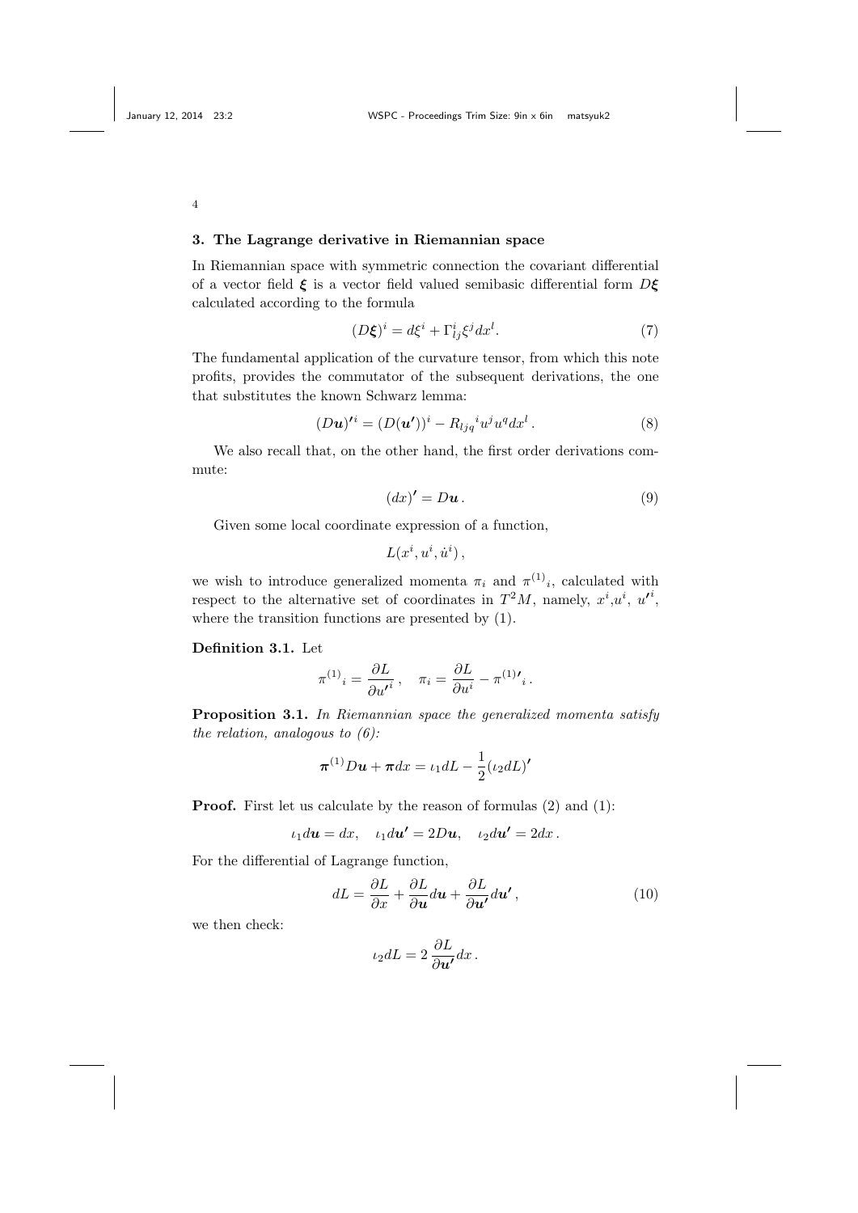### 3. The Lagrange derivative in Riemannian space

In Riemannian space with symmetric connection the covariant differential of a vector field $\boldsymbol{\xi}$ is a vector field valued semibasic differential form $D\boldsymbol{\xi}$ calculated according to the formula

$$(D\boldsymbol{\xi})^i = d\xi^i + \Gamma^i_{lj}\xi^j dx^l. \tag{7}$$

The fundamental application of the curvature tensor, from which this note profits, provides the commutator of the subsequent derivations, the one that substitutes the known Schwarz lemma:

$$(D\boldsymbol{u})'^i = (D(\boldsymbol{u}'))^i - R_{ljq}{}^i u^j u^q dx^l \,. \tag{8}$$

We also recall that, on the other hand, the first order derivations commute:

$$(dx)' = D\boldsymbol{u}\,. \tag{9}$$

Given some local coordinate expression of a function,

$$L(x^i, u^i, \dot{u}^i)\,,$$

we wish to introduce generalized momenta $\pi_i$ and $\pi^{(1)}{}_i$, calculated with respect to the alternative set of coordinates in $T^2M$, namely, $x^i$,$u^i$, $u'^i$, where the transition functions are presented by (1).

**Definition 3.1.** Let

$$\pi^{(1)}{}_i = \frac{\partial L}{\partial u'^i}\,, \quad \pi_i = \frac{\partial L}{\partial u^i} - \pi^{(1)\prime}{}_i\,.$$

**Proposition 3.1.** *In Riemannian space the generalized momenta satisfy the relation, analogous to (6):*

$$\boldsymbol{\pi}^{(1)} D\boldsymbol{u} + \boldsymbol{\pi} dx = \iota_1 dL - \frac{1}{2}(\iota_2 dL)'$$

**Proof.** First let us calculate by the reason of formulas (2) and (1):

$$\iota_1 d\boldsymbol{u} = dx, \quad \iota_1 d\boldsymbol{u}' = 2D\boldsymbol{u}, \quad \iota_2 d\boldsymbol{u}' = 2dx\,.$$

For the differential of Lagrange function,

$$dL = \frac{\partial L}{\partial x} + \frac{\partial L}{\partial \boldsymbol{u}} d\boldsymbol{u} + \frac{\partial L}{\partial \boldsymbol{u}'} d\boldsymbol{u}'\,, \tag{10}$$

we then check:

$$\iota_2 dL = 2\,\frac{\partial L}{\partial \boldsymbol{u}'} dx\,.$$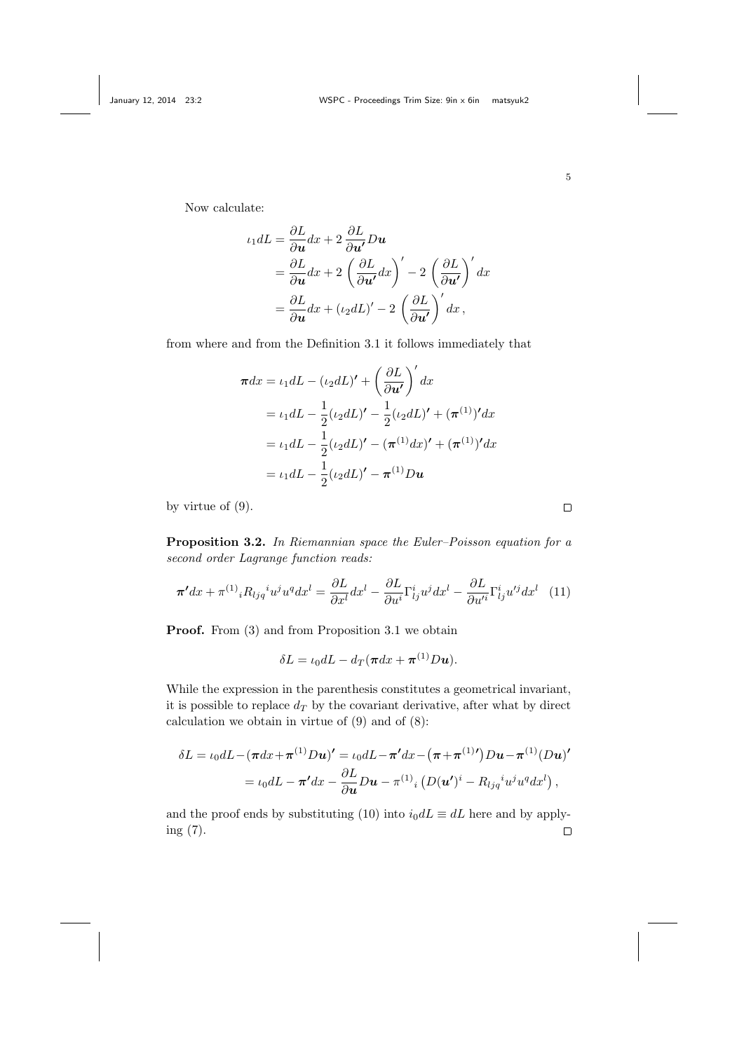Now calculate:

$$
\begin{aligned}
\iota_1 dL &= \frac{\partial L}{\partial \boldsymbol{u}} dx + 2\,\frac{\partial L}{\partial \boldsymbol{u'}} D\boldsymbol{u} \\
&= \frac{\partial L}{\partial \boldsymbol{u}} dx + 2\,\left(\frac{\partial L}{\partial \boldsymbol{u'}} dx\right)' - 2\,\left(\frac{\partial L}{\partial \boldsymbol{u'}}\right)' dx \\
&= \frac{\partial L}{\partial \boldsymbol{u}} dx + (\iota_2 dL)' - 2\,\left(\frac{\partial L}{\partial \boldsymbol{u'}}\right)' dx\,,
\end{aligned}
$$

from where and from the Definition 3.1 it follows immediately that

$$
\begin{aligned}
\boldsymbol{\pi} dx &= \iota_1 dL - (\iota_2 dL)' + \left(\frac{\partial L}{\partial \boldsymbol{u'}}\right)' dx \\
&= \iota_1 dL - \frac{1}{2}(\iota_2 dL)' - \frac{1}{2}(\iota_2 dL)' + (\boldsymbol{\pi}^{(1)})' dx \\
&= \iota_1 dL - \frac{1}{2}(\iota_2 dL)' - (\boldsymbol{\pi}^{(1)} dx)' + (\boldsymbol{\pi}^{(1)})' dx \\
&= \iota_1 dL - \frac{1}{2}(\iota_2 dL)' - \boldsymbol{\pi}^{(1)} D\boldsymbol{u}
\end{aligned}
$$

by virtue of (9). □

**Proposition 3.2.** *In Riemannian space the Euler–Poisson equation for a second order Lagrange function reads:*

$$
\boldsymbol{\pi}' dx + {\pi^{(1)}}_i R_{ljq}{}^i u^j u^q dx^l = \frac{\partial L}{\partial x^l} dx^l - \frac{\partial L}{\partial u^i} \Gamma^i_{lj} u^j dx^l - \frac{\partial L}{\partial u'^i} \Gamma^i_{lj} u'^j dx^l \quad (11)
$$

**Proof.** From (3) and from Proposition 3.1 we obtain

$$
\delta L = \iota_0 dL - d_T(\boldsymbol{\pi} dx + \boldsymbol{\pi}^{(1)} D\boldsymbol{u}).
$$

While the expression in the parenthesis constitutes a geometrical invariant, it is possible to replace $d_T$ by the covariant derivative, after what by direct calculation we obtain in virtue of (9) and of (8):

$$
\begin{aligned}
\delta L = \iota_0 dL - (\boldsymbol{\pi} dx + \boldsymbol{\pi}^{(1)} D\boldsymbol{u})' &= \iota_0 dL - \boldsymbol{\pi}' dx - \left(\boldsymbol{\pi} + \boldsymbol{\pi}^{(1)\prime}\right) D\boldsymbol{u} - \boldsymbol{\pi}^{(1)} (D\boldsymbol{u})' \\
&= \iota_0 dL - \boldsymbol{\pi}' dx - \frac{\partial L}{\partial \boldsymbol{u}} D\boldsymbol{u} - {\pi^{(1)}}_i \left(D(\boldsymbol{u'})^i - R_{ljq}{}^i u^j u^q dx^l\right),
\end{aligned}
$$

and the proof ends by substituting (10) into $i_0 dL \equiv dL$ here and by applying (7). □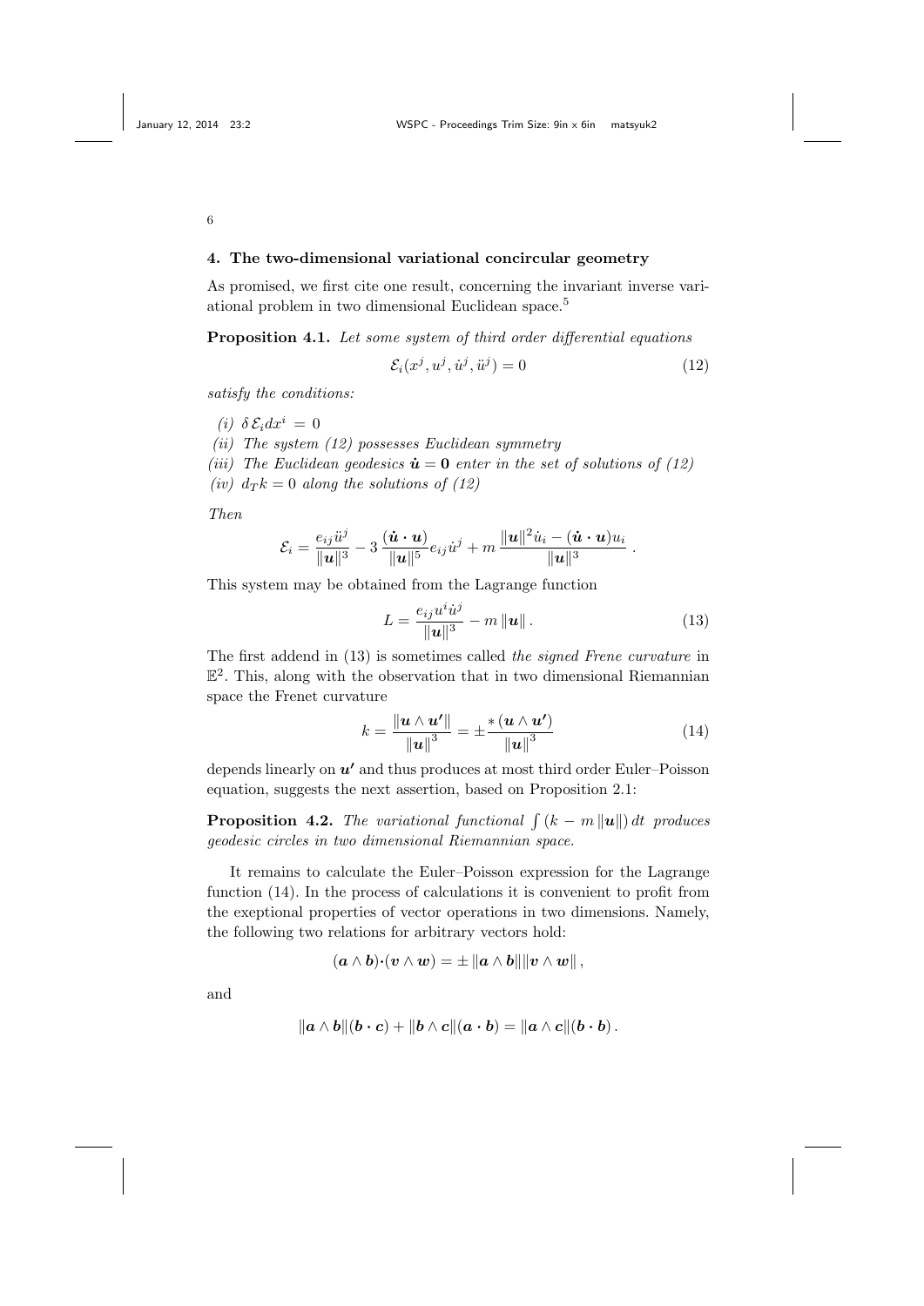## 4. The two-dimensional variational concircular geometry

As promised, we first cite one result, concerning the invariant inverse variational problem in two dimensional Euclidean space.[5]

**Proposition 4.1.** *Let some system of third order differential equations*

$$\mathcal{E}_i(x^j, u^j, \dot{u}^j, \ddot{u}^j) = 0 \tag{12}$$

*satisfy the conditions:*

*(i)* $\delta\, \mathcal{E}_i dx^i = 0$

*(ii) The system (12) possesses Euclidean symmetry*

*(iii) The Euclidean geodesics* $\dot{\boldsymbol{u}} = \boldsymbol{0}$ *enter in the set of solutions of (12)*

*(iv)* $d_T k = 0$ *along the solutions of (12)*

*Then*

$$\mathcal{E}_i = \frac{e_{ij}\ddot{u}^j}{\|\boldsymbol{u}\|^3} - 3\,\frac{(\dot{\boldsymbol{u}}\cdot\boldsymbol{u})}{\|\boldsymbol{u}\|^5} e_{ij}\dot{u}^j + m\,\frac{\|\boldsymbol{u}\|^2\dot{u}_i - (\dot{\boldsymbol{u}}\cdot\boldsymbol{u})u_i}{\|\boldsymbol{u}\|^3}\,.$$

This system may be obtained from the Lagrange function

$$L = \frac{e_{ij}u^i\dot{u}^j}{\|\boldsymbol{u}\|^3} - m\,\|\boldsymbol{u}\|\,. \tag{13}$$

The first addend in (13) is sometimes called *the signed Frene curvature* in $\mathbb{E}^2$. This, along with the observation that in two dimensional Riemannian space the Frenet curvature

$$k = \frac{\|\boldsymbol{u}\wedge\boldsymbol{u'}\|}{\|\boldsymbol{u}\|^3} = \pm\frac{{}^*(\boldsymbol{u}\wedge\boldsymbol{u'})}{\|\boldsymbol{u}\|^3} \tag{14}$$

depends linearly on $\boldsymbol{u'}$ and thus produces at most third order Euler–Poisson equation, suggests the next assertion, based on Proposition 2.1:

**Proposition 4.2.** *The variational functional* $\int (k - m\,\|\boldsymbol{u}\|)\,dt$ *produces geodesic circles in two dimensional Riemannian space.*

It remains to calculate the Euler–Poisson expression for the Lagrange function (14). In the process of calculations it is convenient to profit from the exeptional properties of vector operations in two dimensions. Namely, the following two relations for arbitrary vectors hold:

$$(\boldsymbol{a}\wedge\boldsymbol{b})\boldsymbol{\cdot}(\boldsymbol{v}\wedge\boldsymbol{w}) = \pm\,\|\boldsymbol{a}\wedge\boldsymbol{b}\|\|\boldsymbol{v}\wedge\boldsymbol{w}\|\,,$$

and

$$\|\boldsymbol{a}\wedge\boldsymbol{b}\|(\boldsymbol{b}\cdot\boldsymbol{c}) + \|\boldsymbol{b}\wedge\boldsymbol{c}\|(\boldsymbol{a}\cdot\boldsymbol{b}) = \|\boldsymbol{a}\wedge\boldsymbol{c}\|(\boldsymbol{b}\cdot\boldsymbol{b})\,.$$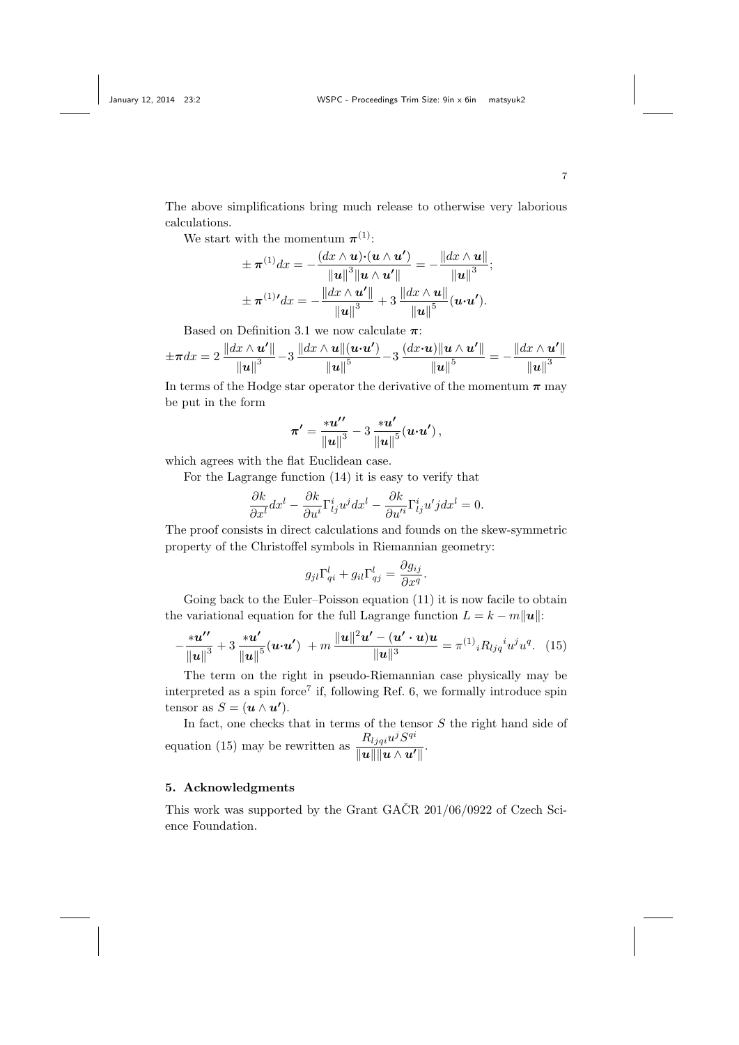The above simplifications bring much release to otherwise very laborious calculations.

We start with the momentum $\boldsymbol{\pi}^{(1)}$:

$$\pm\, \boldsymbol{\pi}^{(1)} dx = -\frac{(dx\wedge \boldsymbol{u})\boldsymbol{\cdot}(\boldsymbol{u}\wedge \boldsymbol{u'})}{\|\boldsymbol{u}\|^3 \|\boldsymbol{u}\wedge \boldsymbol{u'}\|} = -\frac{\|dx\wedge \boldsymbol{u}\|}{\|\boldsymbol{u}\|^3};$$

$$\pm\, \boldsymbol{\pi}^{(1)\prime} dx = -\frac{\|dx\wedge \boldsymbol{u'}\|}{\|\boldsymbol{u}\|^3} + 3\,\frac{\|dx\wedge \boldsymbol{u}\|}{\|\boldsymbol{u}\|^5}(\boldsymbol{u}\boldsymbol{\cdot}\boldsymbol{u'}).$$

Based on Definition 3.1 we now calculate $\boldsymbol{\pi}$:

$$\pm\boldsymbol{\pi} dx = 2\,\frac{\|dx\wedge \boldsymbol{u'}\|}{\|\boldsymbol{u}\|^3} - 3\,\frac{\|dx\wedge \boldsymbol{u}\|(\boldsymbol{u}\boldsymbol{\cdot}\boldsymbol{u'})}{\|\boldsymbol{u}\|^5} - 3\,\frac{(dx\boldsymbol{\cdot}\boldsymbol{u})\|\boldsymbol{u}\wedge \boldsymbol{u'}\|}{\|\boldsymbol{u}\|^5} = -\frac{\|dx\wedge \boldsymbol{u'}\|}{\|\boldsymbol{u}\|^3}$$

In terms of the Hodge star operator the derivative of the momentum $\boldsymbol{\pi}$ may be put in the form

$$\boldsymbol{\pi'} = \frac{*\boldsymbol{u''}}{\|\boldsymbol{u}\|^3} - 3\,\frac{*\boldsymbol{u'}}{\|\boldsymbol{u}\|^5}(\boldsymbol{u}\boldsymbol{\cdot}\boldsymbol{u'})\,,$$

which agrees with the flat Euclidean case.

For the Lagrange function (14) it is easy to verify that

$$\frac{\partial k}{\partial x^l}dx^l - \frac{\partial k}{\partial u^i}\Gamma^i_{lj}u^j dx^l - \frac{\partial k}{\partial u'^i}\Gamma^i_{lj}u' j dx^l = 0.$$

The proof consists in direct calculations and founds on the skew-symmetric property of the Christoffel symbols in Riemannian geometry:

$$g_{jl}\Gamma^l_{qi} + g_{il}\Gamma^l_{qj} = \frac{\partial g_{ij}}{\partial x^q}.$$

Going back to the Euler–Poisson equation (11) it is now facile to obtain the variational equation for the full Lagrange function $L = k - m\|\boldsymbol{u}\|$:

$$-\frac{*\boldsymbol{u''}}{\|\boldsymbol{u}\|^3} + 3\,\frac{*\boldsymbol{u'}}{\|\boldsymbol{u}\|^5}(\boldsymbol{u}\boldsymbol{\cdot}\boldsymbol{u'})\ + m\,\frac{\|\boldsymbol{u}\|^2\boldsymbol{u'} - (\boldsymbol{u'}\cdot\boldsymbol{u})\boldsymbol{u}}{\|\boldsymbol{u}\|^3} = \pi^{(1)}{}_i R_{ljq}{}^i u^j u^q. \quad (15)$$

The term on the right in pseudo-Riemannian case physically may be interpreted as a spin force[7] if, following Ref. 6, we formally introduce spin tensor as $S = (\boldsymbol{u}\wedge \boldsymbol{u'})$.

In fact, one checks that in terms of the tensor $S$ the right hand side of equation (15) may be rewritten as $\dfrac{R_{ljqi}u^j S^{qi}}{\|\boldsymbol{u}\|\|\boldsymbol{u}\wedge \boldsymbol{u'}\|}$.

## 5. Acknowledgments

This work was supported by the Grant GAČR 201/06/0922 of Czech Science Foundation.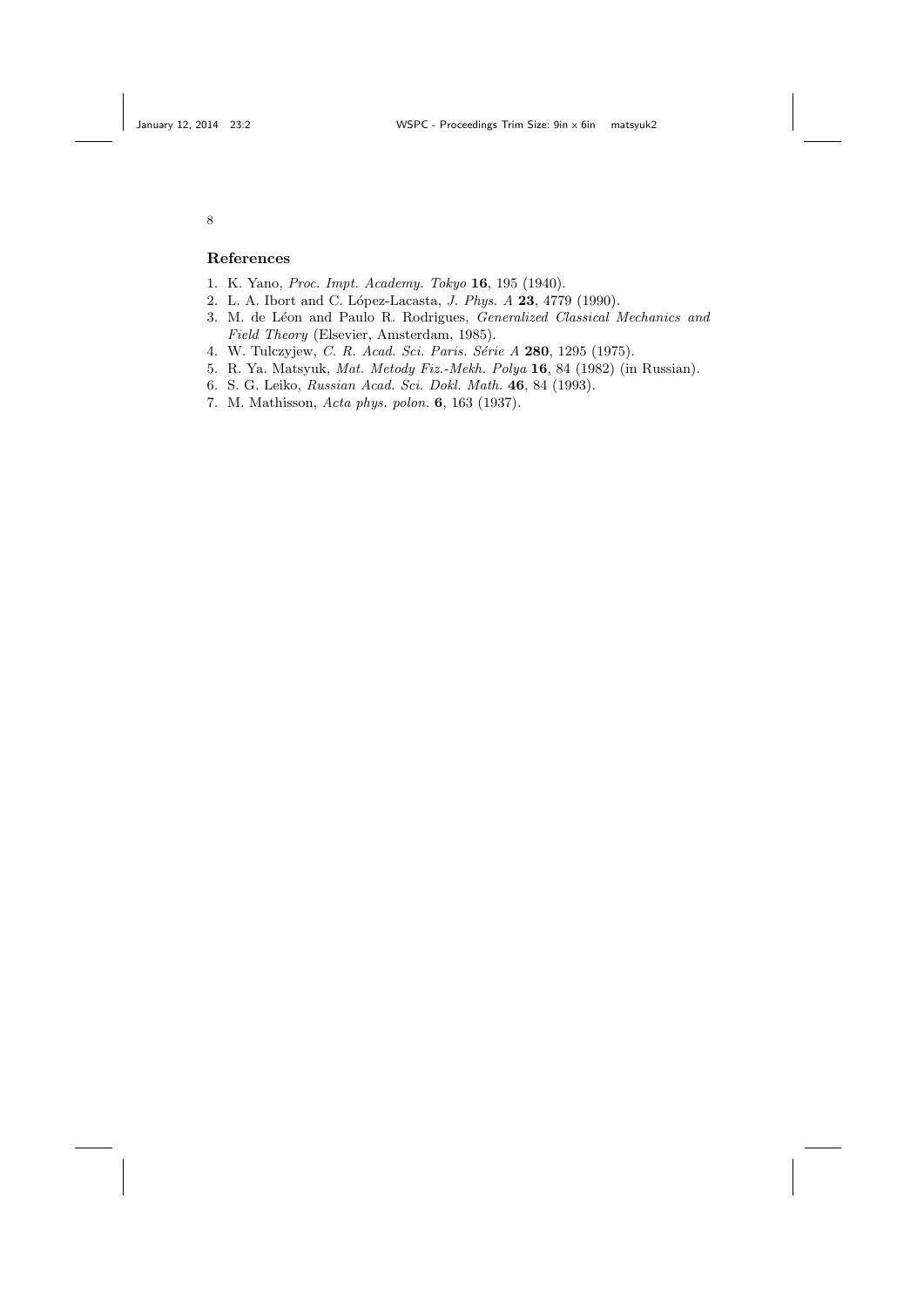## References

1. K. Yano, *Proc. Impt. Academy. Tokyo* **16**, 195 (1940).
2. L. A. Ibort and C. López-Lacasta, *J. Phys. A* **23**, 4779 (1990).
3. M. de Léon and Paulo R. Rodrigues, *Generalized Classical Mechanics and Field Theory* (Elsevier, Amsterdam, 1985).
4. W. Tulczyjew, *C. R. Acad. Sci. Paris. Série A* **280**, 1295 (1975).
5. R. Ya. Matsyuk, *Mat. Metody Fiz.-Mekh. Polya* **16**, 84 (1982) (in Russian).
6. S. G. Leiko, *Russian Acad. Sci. Dokl. Math.* **46**, 84 (1993).
7. M. Mathisson, *Acta phys. polon.* **6**, 163 (1937).